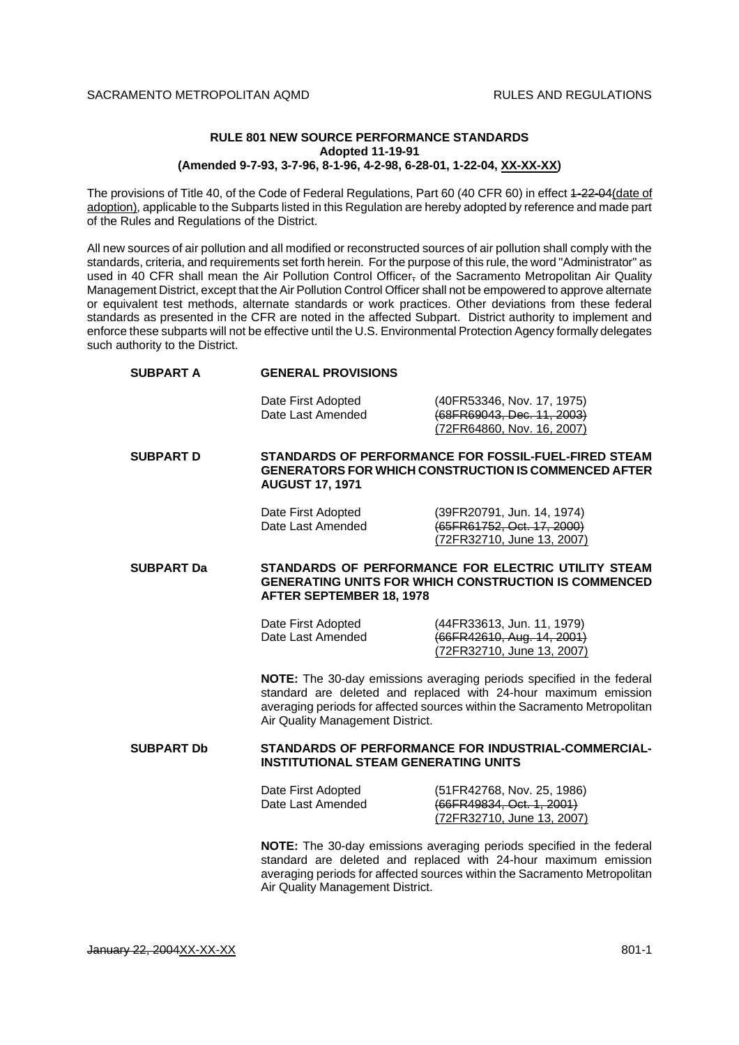# RULE 801 NEW SOURCE PERFORMANCE STANDARDS

**Adopted 11-19-91**

**(Amended 9-7-93, 3-7-96, 8-1-96, 4-2-98, 6-28-01, 1-22-04, XX-XX-XX)**

The provisions of Title 40, of the Code of Federal Regulations, Part 60 (40 CFR 60) in effect ~~1-22-04~~(date of adoption), applicable to the Subparts listed in this Regulation are hereby adopted by reference and made part of the Rules and Regulations of the District.

All new sources of air pollution and all modified or reconstructed sources of air pollution shall comply with the standards, criteria, and requirements set forth herein. For the purpose of this rule, the word "Administrator" as used in 40 CFR shall mean the Air Pollution Control Officer~~,~~ of the Sacramento Metropolitan Air Quality Management District, except that the Air Pollution Control Officer shall not be empowered to approve alternate or equivalent test methods, alternate standards or work practices. Other deviations from these federal standards as presented in the CFR are noted in the affected Subpart. District authority to implement and enforce these subparts will not be effective until the U.S. Environmental Protection Agency formally delegates such authority to the District.

## SUBPART A — GENERAL PROVISIONS

Date First Adopted (40FR53346, Nov. 17, 1975)

Date Last Amended ~~(68FR69043, Dec. 11, 2003)~~ (72FR64860, Nov. 16, 2007)

## SUBPART D — STANDARDS OF PERFORMANCE FOR FOSSIL-FUEL-FIRED STEAM GENERATORS FOR WHICH CONSTRUCTION IS COMMENCED AFTER AUGUST 17, 1971

Date First Adopted (39FR20791, Jun. 14, 1974)

Date Last Amended ~~(65FR61752, Oct. 17, 2000)~~ (72FR32710, June 13, 2007)

## SUBPART Da — STANDARDS OF PERFORMANCE FOR ELECTRIC UTILITY STEAM GENERATING UNITS FOR WHICH CONSTRUCTION IS COMMENCED AFTER SEPTEMBER 18, 1978

Date First Adopted (44FR33613, Jun. 11, 1979)

Date Last Amended ~~(66FR42610, Aug. 14, 2001)~~ (72FR32710, June 13, 2007)

**NOTE:** The 30-day emissions averaging periods specified in the federal standard are deleted and replaced with 24-hour maximum emission averaging periods for affected sources within the Sacramento Metropolitan Air Quality Management District.

## SUBPART Db — STANDARDS OF PERFORMANCE FOR INDUSTRIAL-COMMERCIAL-INSTITUTIONAL STEAM GENERATING UNITS

Date First Adopted (51FR42768, Nov. 25, 1986)

Date Last Amended ~~(66FR49834, Oct. 1, 2001)~~ (72FR32710, June 13, 2007)

**NOTE:** The 30-day emissions averaging periods specified in the federal standard are deleted and replaced with 24-hour maximum emission averaging periods for affected sources within the Sacramento Metropolitan Air Quality Management District.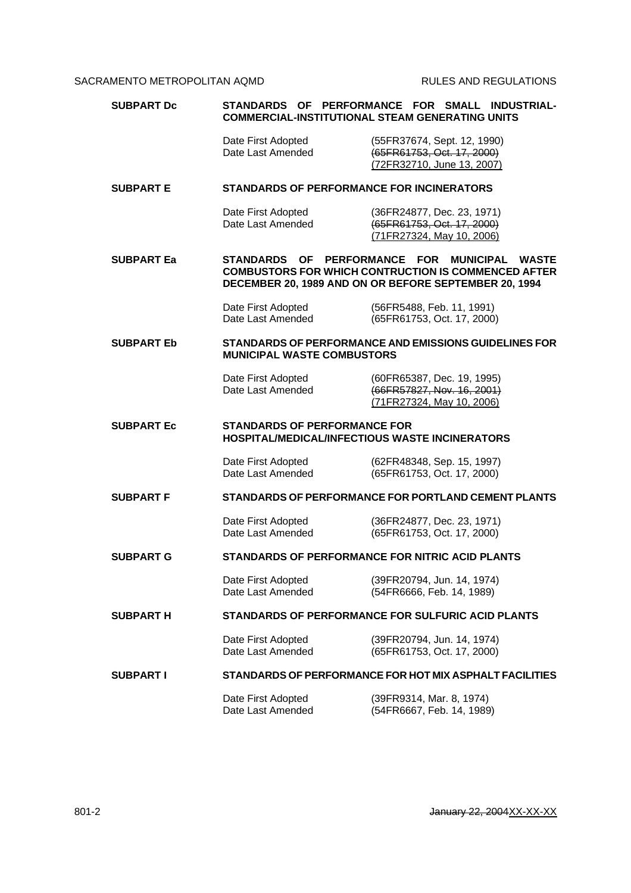**SUBPART Dc** **STANDARDS OF PERFORMANCE FOR SMALL INDUSTRIAL-COMMERCIAL-INSTITUTIONAL STEAM GENERATING UNITS**

| | |
|---|---|
| Date First Adopted | (55FR37674, Sept. 12, 1990) |
| Date Last Amended | ~~(65FR61753, Oct. 17, 2000)~~ <u>(72FR32710, June 13, 2007)</u> |

**SUBPART E** **STANDARDS OF PERFORMANCE FOR INCINERATORS**

| | |
|---|---|
| Date First Adopted | (36FR24877, Dec. 23, 1971) |
| Date Last Amended | ~~(65FR61753, Oct. 17, 2000)~~ <u>(71FR27324, May 10, 2006)</u> |

**SUBPART Ea** **STANDARDS OF PERFORMANCE FOR MUNICIPAL WASTE COMBUSTORS FOR WHICH CONTRUCTION IS COMMENCED AFTER DECEMBER 20, 1989 AND ON OR BEFORE SEPTEMBER 20, 1994**

| | |
|---|---|
| Date First Adopted | (56FR5488, Feb. 11, 1991) |
| Date Last Amended | (65FR61753, Oct. 17, 2000) |

**SUBPART Eb** **STANDARDS OF PERFORMANCE AND EMISSIONS GUIDELINES FOR MUNICIPAL WASTE COMBUSTORS**

| | |
|---|---|
| Date First Adopted | (60FR65387, Dec. 19, 1995) |
| Date Last Amended | ~~(66FR57827, Nov. 16, 2001)~~ <u>(71FR27324, May 10, 2006)</u> |

**SUBPART Ec** **STANDARDS OF PERFORMANCE FOR HOSPITAL/MEDICAL/INFECTIOUS WASTE INCINERATORS**

| | |
|---|---|
| Date First Adopted | (62FR48348, Sep. 15, 1997) |
| Date Last Amended | (65FR61753, Oct. 17, 2000) |

**SUBPART F** **STANDARDS OF PERFORMANCE FOR PORTLAND CEMENT PLANTS**

| | |
|---|---|
| Date First Adopted | (36FR24877, Dec. 23, 1971) |
| Date Last Amended | (65FR61753, Oct. 17, 2000) |

**SUBPART G** **STANDARDS OF PERFORMANCE FOR NITRIC ACID PLANTS**

| | |
|---|---|
| Date First Adopted | (39FR20794, Jun. 14, 1974) |
| Date Last Amended | (54FR6666, Feb. 14, 1989) |

**SUBPART H** **STANDARDS OF PERFORMANCE FOR SULFURIC ACID PLANTS**

| | |
|---|---|
| Date First Adopted | (39FR20794, Jun. 14, 1974) |
| Date Last Amended | (65FR61753, Oct. 17, 2000) |

**SUBPART I** **STANDARDS OF PERFORMANCE FOR HOT MIX ASPHALT FACILITIES**

| | |
|---|---|
| Date First Adopted | (39FR9314, Mar. 8, 1974) |
| Date Last Amended | (54FR6667, Feb. 14, 1989) |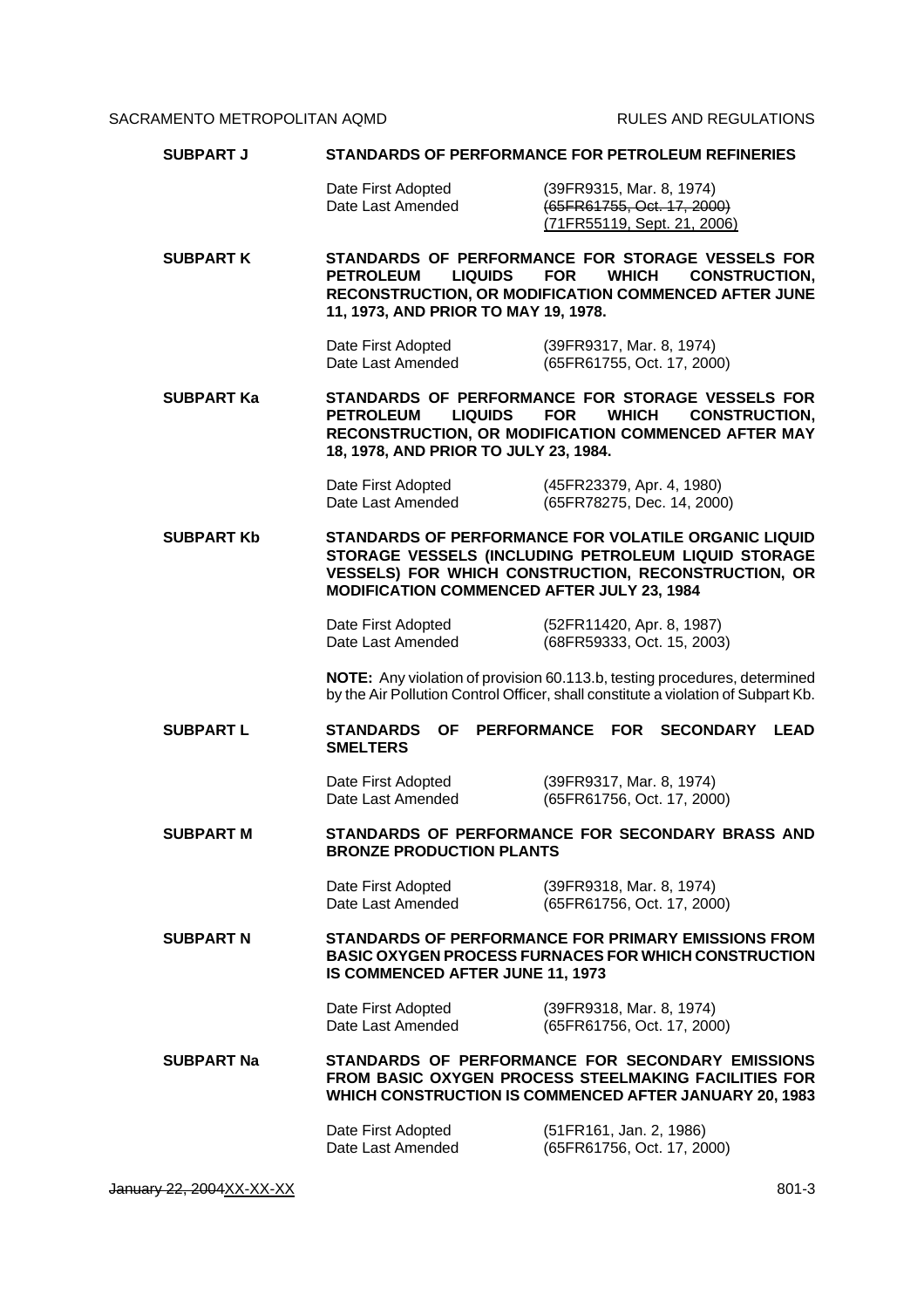**SUBPART J** **STANDARDS OF PERFORMANCE FOR PETROLEUM REFINERIES**

Date First Adopted (39FR9315, Mar. 8, 1974)
Date Last Amended ~~(65FR61755, Oct. 17, 2000)~~
(71FR55119, Sept. 21, 2006)

**SUBPART K** **STANDARDS OF PERFORMANCE FOR STORAGE VESSELS FOR PETROLEUM LIQUIDS FOR WHICH CONSTRUCTION, RECONSTRUCTION, OR MODIFICATION COMMENCED AFTER JUNE 11, 1973, AND PRIOR TO MAY 19, 1978.**

Date First Adopted (39FR9317, Mar. 8, 1974)
Date Last Amended (65FR61755, Oct. 17, 2000)

**SUBPART Ka** **STANDARDS OF PERFORMANCE FOR STORAGE VESSELS FOR PETROLEUM LIQUIDS FOR WHICH CONSTRUCTION, RECONSTRUCTION, OR MODIFICATION COMMENCED AFTER MAY 18, 1978, AND PRIOR TO JULY 23, 1984.**

Date First Adopted (45FR23379, Apr. 4, 1980)
Date Last Amended (65FR78275, Dec. 14, 2000)

**SUBPART Kb** **STANDARDS OF PERFORMANCE FOR VOLATILE ORGANIC LIQUID STORAGE VESSELS (INCLUDING PETROLEUM LIQUID STORAGE VESSELS) FOR WHICH CONSTRUCTION, RECONSTRUCTION, OR MODIFICATION COMMENCED AFTER JULY 23, 1984**

Date First Adopted (52FR11420, Apr. 8, 1987)
Date Last Amended (68FR59333, Oct. 15, 2003)

**NOTE:** Any violation of provision 60.113.b, testing procedures, determined by the Air Pollution Control Officer, shall constitute a violation of Subpart Kb.

**SUBPART L** **STANDARDS OF PERFORMANCE FOR SECONDARY LEAD SMELTERS**

Date First Adopted (39FR9317, Mar. 8, 1974)
Date Last Amended (65FR61756, Oct. 17, 2000)

**SUBPART M** **STANDARDS OF PERFORMANCE FOR SECONDARY BRASS AND BRONZE PRODUCTION PLANTS**

Date First Adopted (39FR9318, Mar. 8, 1974)
Date Last Amended (65FR61756, Oct. 17, 2000)

**SUBPART N** **STANDARDS OF PERFORMANCE FOR PRIMARY EMISSIONS FROM BASIC OXYGEN PROCESS FURNACES FOR WHICH CONSTRUCTION IS COMMENCED AFTER JUNE 11, 1973**

Date First Adopted (39FR9318, Mar. 8, 1974)
Date Last Amended (65FR61756, Oct. 17, 2000)

**SUBPART Na** **STANDARDS OF PERFORMANCE FOR SECONDARY EMISSIONS FROM BASIC OXYGEN PROCESS STEELMAKING FACILITIES FOR WHICH CONSTRUCTION IS COMMENCED AFTER JANUARY 20, 1983**

Date First Adopted (51FR161, Jan. 2, 1986)
Date Last Amended (65FR61756, Oct. 17, 2000)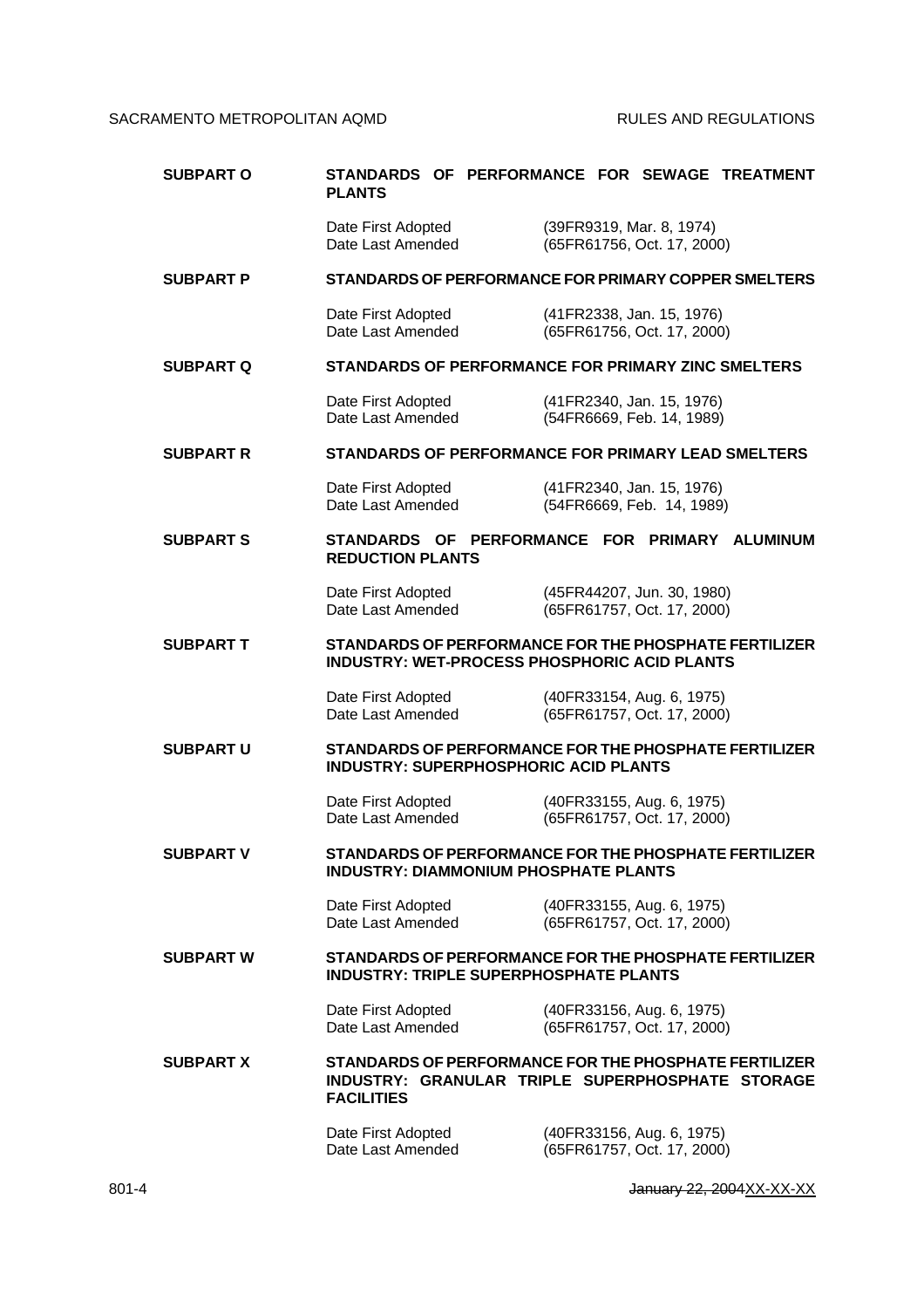**SUBPART O** **STANDARDS OF PERFORMANCE FOR SEWAGE TREATMENT PLANTS**

Date First Adopted (39FR9319, Mar. 8, 1974)
Date Last Amended (65FR61756, Oct. 17, 2000)

**SUBPART P** **STANDARDS OF PERFORMANCE FOR PRIMARY COPPER SMELTERS**

Date First Adopted (41FR2338, Jan. 15, 1976)
Date Last Amended (65FR61756, Oct. 17, 2000)

**SUBPART Q** **STANDARDS OF PERFORMANCE FOR PRIMARY ZINC SMELTERS**

Date First Adopted (41FR2340, Jan. 15, 1976)
Date Last Amended (54FR6669, Feb. 14, 1989)

**SUBPART R** **STANDARDS OF PERFORMANCE FOR PRIMARY LEAD SMELTERS**

Date First Adopted (41FR2340, Jan. 15, 1976)
Date Last Amended (54FR6669, Feb. 14, 1989)

**SUBPART S** **STANDARDS OF PERFORMANCE FOR PRIMARY ALUMINUM REDUCTION PLANTS**

Date First Adopted (45FR44207, Jun. 30, 1980)
Date Last Amended (65FR61757, Oct. 17, 2000)

**SUBPART T** **STANDARDS OF PERFORMANCE FOR THE PHOSPHATE FERTILIZER INDUSTRY: WET-PROCESS PHOSPHORIC ACID PLANTS**

Date First Adopted (40FR33154, Aug. 6, 1975)
Date Last Amended (65FR61757, Oct. 17, 2000)

**SUBPART U** **STANDARDS OF PERFORMANCE FOR THE PHOSPHATE FERTILIZER INDUSTRY: SUPERPHOSPHORIC ACID PLANTS**

Date First Adopted (40FR33155, Aug. 6, 1975)
Date Last Amended (65FR61757, Oct. 17, 2000)

**SUBPART V** **STANDARDS OF PERFORMANCE FOR THE PHOSPHATE FERTILIZER INDUSTRY: DIAMMONIUM PHOSPHATE PLANTS**

Date First Adopted (40FR33155, Aug. 6, 1975)
Date Last Amended (65FR61757, Oct. 17, 2000)

**SUBPART W** **STANDARDS OF PERFORMANCE FOR THE PHOSPHATE FERTILIZER INDUSTRY: TRIPLE SUPERPHOSPHATE PLANTS**

Date First Adopted (40FR33156, Aug. 6, 1975)
Date Last Amended (65FR61757, Oct. 17, 2000)

**SUBPART X** **STANDARDS OF PERFORMANCE FOR THE PHOSPHATE FERTILIZER INDUSTRY: GRANULAR TRIPLE SUPERPHOSPHATE STORAGE FACILITIES**

Date First Adopted (40FR33156, Aug. 6, 1975)
Date Last Amended (65FR61757, Oct. 17, 2000)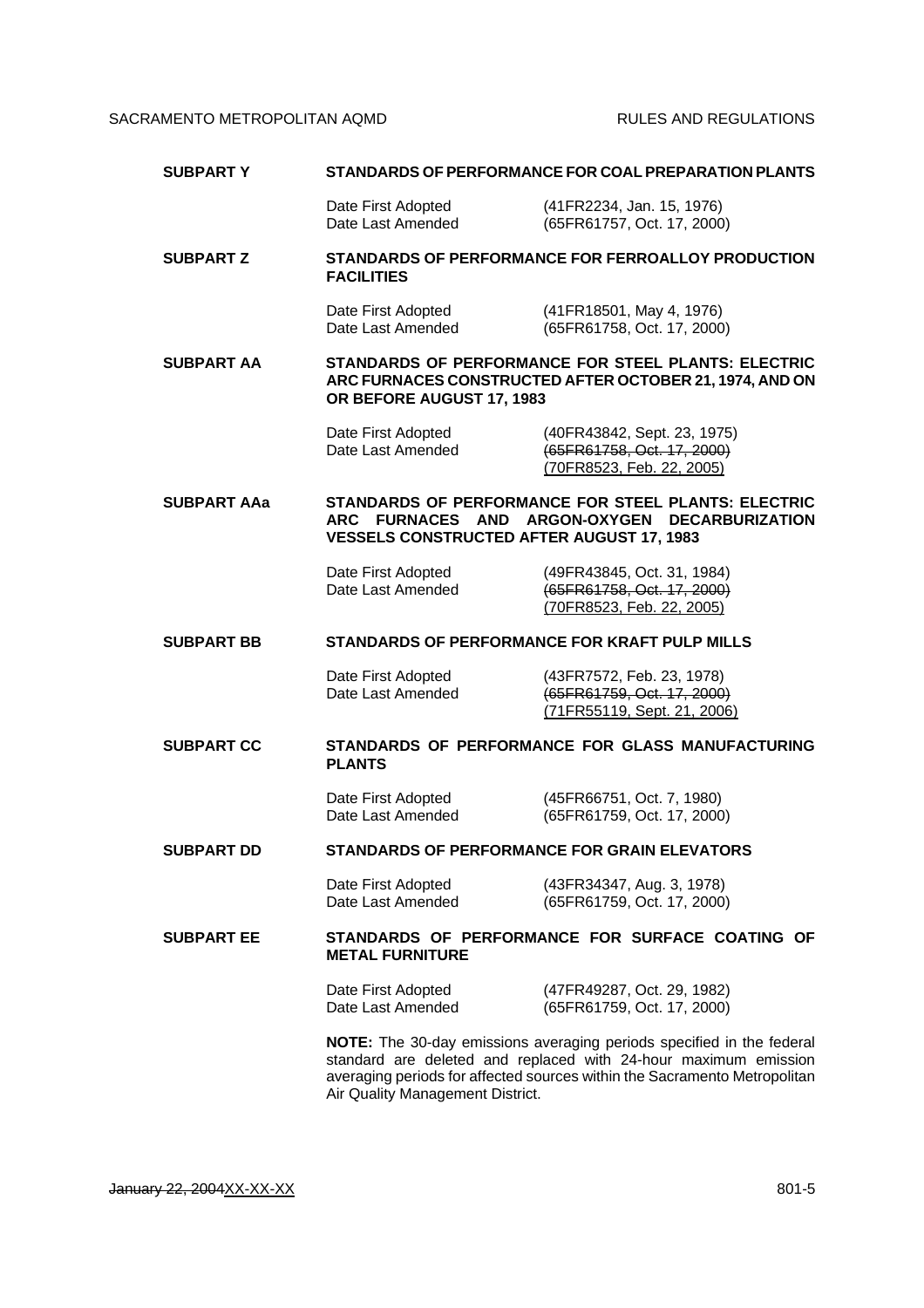**SUBPART Y** **STANDARDS OF PERFORMANCE FOR COAL PREPARATION PLANTS**

| | |
|---|---|
| Date First Adopted | (41FR2234, Jan. 15, 1976) |
| Date Last Amended | (65FR61757, Oct. 17, 2000) |

**SUBPART Z** **STANDARDS OF PERFORMANCE FOR FERROALLOY PRODUCTION FACILITIES**

| | |
|---|---|
| Date First Adopted | (41FR18501, May 4, 1976) |
| Date Last Amended | (65FR61758, Oct. 17, 2000) |

**SUBPART AA** **STANDARDS OF PERFORMANCE FOR STEEL PLANTS: ELECTRIC ARC FURNACES CONSTRUCTED AFTER OCTOBER 21, 1974, AND ON OR BEFORE AUGUST 17, 1983**

| | |
|---|---|
| Date First Adopted | (40FR43842, Sept. 23, 1975) |
| Date Last Amended | ~~(65FR61758, Oct. 17, 2000)~~ <u>(70FR8523, Feb. 22, 2005)</u> |

**SUBPART AAa** **STANDARDS OF PERFORMANCE FOR STEEL PLANTS: ELECTRIC ARC FURNACES AND ARGON-OXYGEN DECARBURIZATION VESSELS CONSTRUCTED AFTER AUGUST 17, 1983**

| | |
|---|---|
| Date First Adopted | (49FR43845, Oct. 31, 1984) |
| Date Last Amended | ~~(65FR61758, Oct. 17, 2000)~~ <u>(70FR8523, Feb. 22, 2005)</u> |

**SUBPART BB** **STANDARDS OF PERFORMANCE FOR KRAFT PULP MILLS**

| | |
|---|---|
| Date First Adopted | (43FR7572, Feb. 23, 1978) |
| Date Last Amended | ~~(65FR61759, Oct. 17, 2000)~~ <u>(71FR55119, Sept. 21, 2006)</u> |

**SUBPART CC** **STANDARDS OF PERFORMANCE FOR GLASS MANUFACTURING PLANTS**

| | |
|---|---|
| Date First Adopted | (45FR66751, Oct. 7, 1980) |
| Date Last Amended | (65FR61759, Oct. 17, 2000) |

**SUBPART DD** **STANDARDS OF PERFORMANCE FOR GRAIN ELEVATORS**

| | |
|---|---|
| Date First Adopted | (43FR34347, Aug. 3, 1978) |
| Date Last Amended | (65FR61759, Oct. 17, 2000) |

**SUBPART EE** **STANDARDS OF PERFORMANCE FOR SURFACE COATING OF METAL FURNITURE**

| | |
|---|---|
| Date First Adopted | (47FR49287, Oct. 29, 1982) |
| Date Last Amended | (65FR61759, Oct. 17, 2000) |

**NOTE:** The 30-day emissions averaging periods specified in the federal standard are deleted and replaced with 24-hour maximum emission averaging periods for affected sources within the Sacramento Metropolitan Air Quality Management District.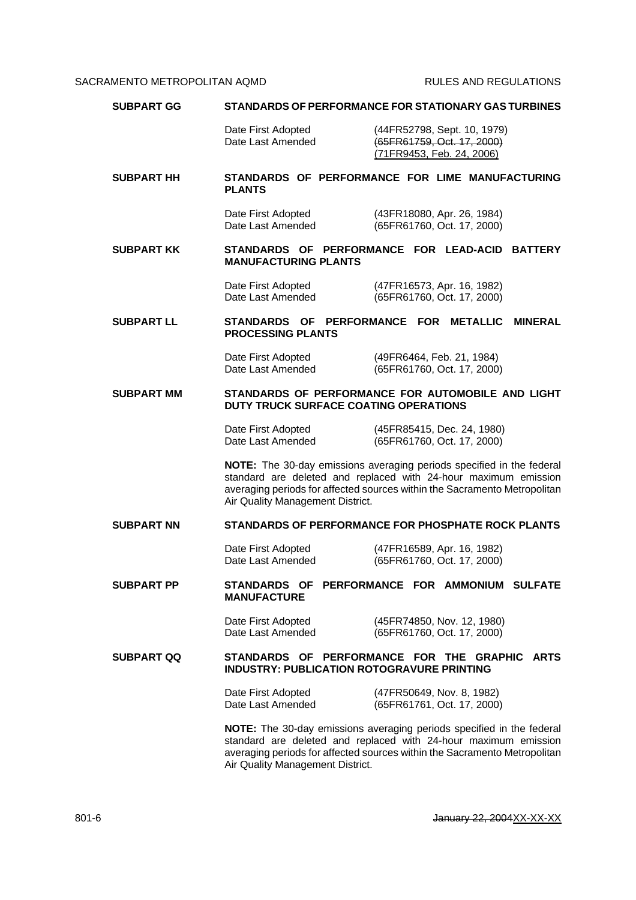**SUBPART GG** **STANDARDS OF PERFORMANCE FOR STATIONARY GAS TURBINES**

Date First Adopted (44FR52798, Sept. 10, 1979)
Date Last Amended ~~(65FR61759, Oct. 17, 2000)~~
<u>(71FR9453, Feb. 24, 2006)</u>

**SUBPART HH** **STANDARDS OF PERFORMANCE FOR LIME MANUFACTURING PLANTS**

Date First Adopted (43FR18080, Apr. 26, 1984)
Date Last Amended (65FR61760, Oct. 17, 2000)

**SUBPART KK** **STANDARDS OF PERFORMANCE FOR LEAD-ACID BATTERY MANUFACTURING PLANTS**

Date First Adopted (47FR16573, Apr. 16, 1982)
Date Last Amended (65FR61760, Oct. 17, 2000)

**SUBPART LL** **STANDARDS OF PERFORMANCE FOR METALLIC MINERAL PROCESSING PLANTS**

Date First Adopted (49FR6464, Feb. 21, 1984)
Date Last Amended (65FR61760, Oct. 17, 2000)

**SUBPART MM** **STANDARDS OF PERFORMANCE FOR AUTOMOBILE AND LIGHT DUTY TRUCK SURFACE COATING OPERATIONS**

Date First Adopted (45FR85415, Dec. 24, 1980)
Date Last Amended (65FR61760, Oct. 17, 2000)

**NOTE:** The 30-day emissions averaging periods specified in the federal standard are deleted and replaced with 24-hour maximum emission averaging periods for affected sources within the Sacramento Metropolitan Air Quality Management District.

**SUBPART NN** **STANDARDS OF PERFORMANCE FOR PHOSPHATE ROCK PLANTS**

Date First Adopted (47FR16589, Apr. 16, 1982)
Date Last Amended (65FR61760, Oct. 17, 2000)

**SUBPART PP** **STANDARDS OF PERFORMANCE FOR AMMONIUM SULFATE MANUFACTURE**

Date First Adopted (45FR74850, Nov. 12, 1980)
Date Last Amended (65FR61760, Oct. 17, 2000)

**SUBPART QQ** **STANDARDS OF PERFORMANCE FOR THE GRAPHIC ARTS INDUSTRY: PUBLICATION ROTOGRAVURE PRINTING**

Date First Adopted (47FR50649, Nov. 8, 1982)
Date Last Amended (65FR61761, Oct. 17, 2000)

**NOTE:** The 30-day emissions averaging periods specified in the federal standard are deleted and replaced with 24-hour maximum emission averaging periods for affected sources within the Sacramento Metropolitan Air Quality Management District.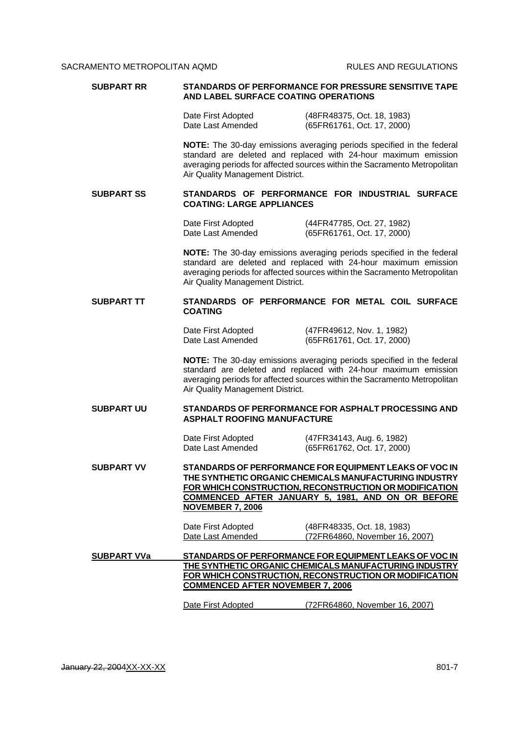**SUBPART RR** **STANDARDS OF PERFORMANCE FOR PRESSURE SENSITIVE TAPE AND LABEL SURFACE COATING OPERATIONS**

Date First Adopted (48FR48375, Oct. 18, 1983)
Date Last Amended (65FR61761, Oct. 17, 2000)

**NOTE:** The 30-day emissions averaging periods specified in the federal standard are deleted and replaced with 24-hour maximum emission averaging periods for affected sources within the Sacramento Metropolitan Air Quality Management District.

**SUBPART SS** **STANDARDS OF PERFORMANCE FOR INDUSTRIAL SURFACE COATING: LARGE APPLIANCES**

Date First Adopted (44FR47785, Oct. 27, 1982)
Date Last Amended (65FR61761, Oct. 17, 2000)

**NOTE:** The 30-day emissions averaging periods specified in the federal standard are deleted and replaced with 24-hour maximum emission averaging periods for affected sources within the Sacramento Metropolitan Air Quality Management District.

**SUBPART TT** **STANDARDS OF PERFORMANCE FOR METAL COIL SURFACE COATING**

Date First Adopted (47FR49612, Nov. 1, 1982)
Date Last Amended (65FR61761, Oct. 17, 2000)

**NOTE:** The 30-day emissions averaging periods specified in the federal standard are deleted and replaced with 24-hour maximum emission averaging periods for affected sources within the Sacramento Metropolitan Air Quality Management District.

**SUBPART UU** **STANDARDS OF PERFORMANCE FOR ASPHALT PROCESSING AND ASPHALT ROOFING MANUFACTURE**

Date First Adopted (47FR34143, Aug. 6, 1982)
Date Last Amended (65FR61762, Oct. 17, 2000)

**SUBPART VV** **STANDARDS OF PERFORMANCE FOR EQUIPMENT LEAKS OF VOC IN THE SYNTHETIC ORGANIC CHEMICALS MANUFACTURING INDUSTRY FOR WHICH CONSTRUCTION, RECONSTRUCTION OR MODIFICATION COMMENCED AFTER JANUARY 5, 1981, AND ON OR BEFORE NOVEMBER 7, 2006**

Date First Adopted (48FR48335, Oct. 18, 1983)
Date Last Amended (72FR64860, November 16, 2007)

**SUBPART VVa** **STANDARDS OF PERFORMANCE FOR EQUIPMENT LEAKS OF VOC IN THE SYNTHETIC ORGANIC CHEMICALS MANUFACTURING INDUSTRY FOR WHICH CONSTRUCTION, RECONSTRUCTION OR MODIFICATION COMMENCED AFTER NOVEMBER 7, 2006**

Date First Adopted (72FR64860, November 16, 2007)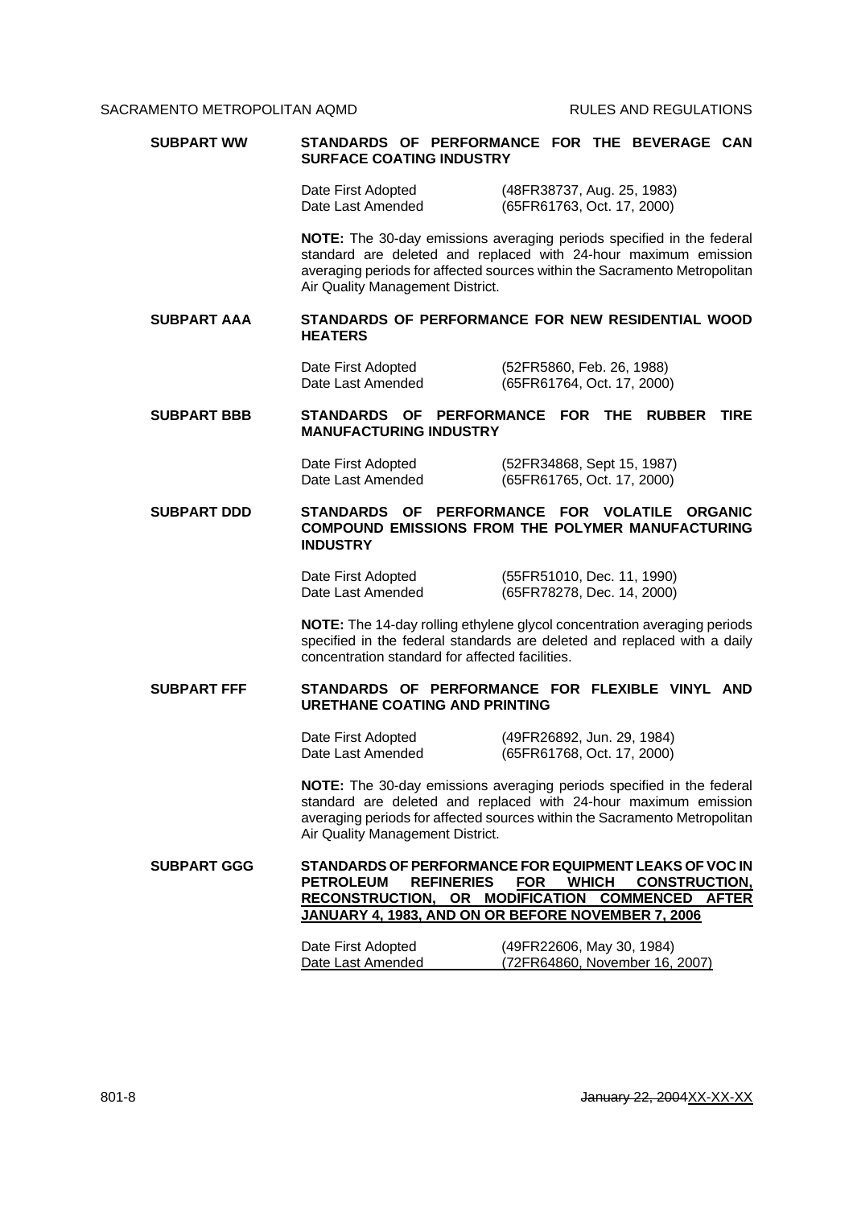**SUBPART WW** **STANDARDS OF PERFORMANCE FOR THE BEVERAGE CAN SURFACE COATING INDUSTRY**

| | |
|---|---|
| Date First Adopted | (48FR38737, Aug. 25, 1983) |
| Date Last Amended | (65FR61763, Oct. 17, 2000) |

**NOTE:** The 30-day emissions averaging periods specified in the federal standard are deleted and replaced with 24-hour maximum emission averaging periods for affected sources within the Sacramento Metropolitan Air Quality Management District.

**SUBPART AAA** **STANDARDS OF PERFORMANCE FOR NEW RESIDENTIAL WOOD HEATERS**

| | |
|---|---|
| Date First Adopted | (52FR5860, Feb. 26, 1988) |
| Date Last Amended | (65FR61764, Oct. 17, 2000) |

**SUBPART BBB** **STANDARDS OF PERFORMANCE FOR THE RUBBER TIRE MANUFACTURING INDUSTRY**

| | |
|---|---|
| Date First Adopted | (52FR34868, Sept 15, 1987) |
| Date Last Amended | (65FR61765, Oct. 17, 2000) |

**SUBPART DDD** **STANDARDS OF PERFORMANCE FOR VOLATILE ORGANIC COMPOUND EMISSIONS FROM THE POLYMER MANUFACTURING INDUSTRY**

| | |
|---|---|
| Date First Adopted | (55FR51010, Dec. 11, 1990) |
| Date Last Amended | (65FR78278, Dec. 14, 2000) |

**NOTE:** The 14-day rolling ethylene glycol concentration averaging periods specified in the federal standards are deleted and replaced with a daily concentration standard for affected facilities.

**SUBPART FFF** **STANDARDS OF PERFORMANCE FOR FLEXIBLE VINYL AND URETHANE COATING AND PRINTING**

| | |
|---|---|
| Date First Adopted | (49FR26892, Jun. 29, 1984) |
| Date Last Amended | (65FR61768, Oct. 17, 2000) |

**NOTE:** The 30-day emissions averaging periods specified in the federal standard are deleted and replaced with 24-hour maximum emission averaging periods for affected sources within the Sacramento Metropolitan Air Quality Management District.

**SUBPART GGG** **STANDARDS OF PERFORMANCE FOR EQUIPMENT LEAKS OF VOC IN PETROLEUM REFINERIES FOR WHICH CONSTRUCTION, RECONSTRUCTION, OR MODIFICATION COMMENCED AFTER JANUARY 4, 1983, AND ON OR BEFORE NOVEMBER 7, 2006**

| | |
|---|---|
| Date First Adopted | (49FR22606, May 30, 1984) |
| Date Last Amended | (72FR64860, November 16, 2007) |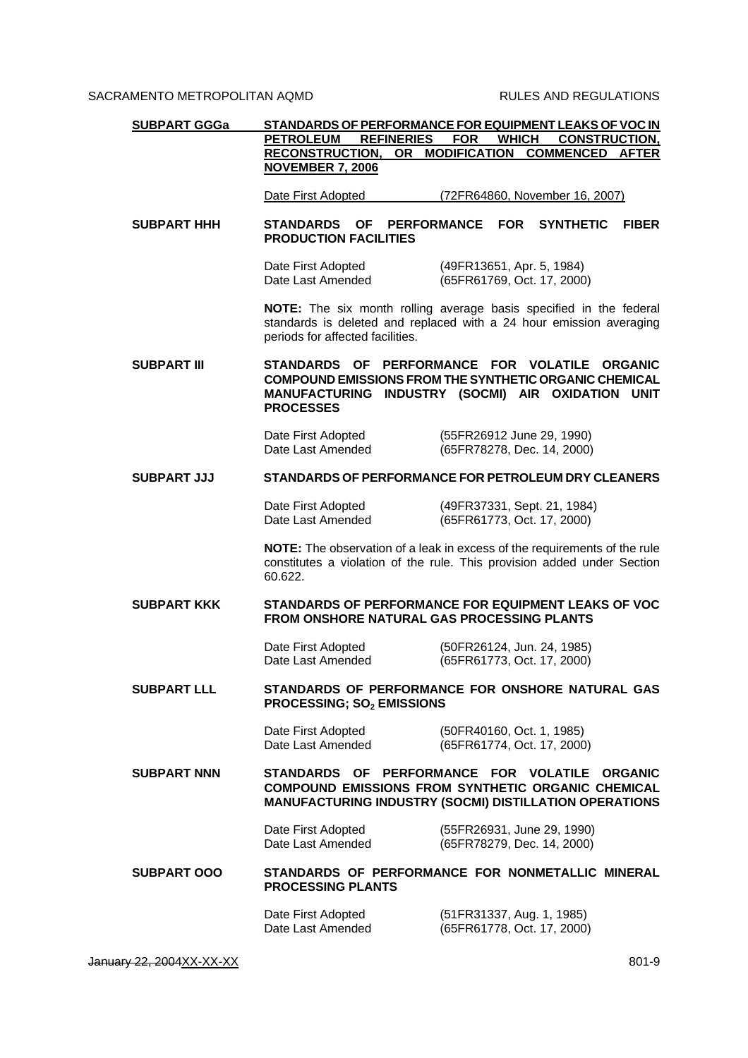**SUBPART GGGa** **STANDARDS OF PERFORMANCE FOR EQUIPMENT LEAKS OF VOC IN PETROLEUM REFINERIES FOR WHICH CONSTRUCTION, RECONSTRUCTION, OR MODIFICATION COMMENCED AFTER NOVEMBER 7, 2006**

Date First Adopted (72FR64860, November 16, 2007)

**SUBPART HHH** **STANDARDS OF PERFORMANCE FOR SYNTHETIC FIBER PRODUCTION FACILITIES**

Date First Adopted (49FR13651, Apr. 5, 1984)
Date Last Amended (65FR61769, Oct. 17, 2000)

**NOTE:** The six month rolling average basis specified in the federal standards is deleted and replaced with a 24 hour emission averaging periods for affected facilities.

**SUBPART III** **STANDARDS OF PERFORMANCE FOR VOLATILE ORGANIC COMPOUND EMISSIONS FROM THE SYNTHETIC ORGANIC CHEMICAL MANUFACTURING INDUSTRY (SOCMI) AIR OXIDATION UNIT PROCESSES**

Date First Adopted (55FR26912 June 29, 1990)
Date Last Amended (65FR78278, Dec. 14, 2000)

**SUBPART JJJ** **STANDARDS OF PERFORMANCE FOR PETROLEUM DRY CLEANERS**

Date First Adopted (49FR37331, Sept. 21, 1984)
Date Last Amended (65FR61773, Oct. 17, 2000)

**NOTE:** The observation of a leak in excess of the requirements of the rule constitutes a violation of the rule. This provision added under Section 60.622.

**SUBPART KKK** **STANDARDS OF PERFORMANCE FOR EQUIPMENT LEAKS OF VOC FROM ONSHORE NATURAL GAS PROCESSING PLANTS**

Date First Adopted (50FR26124, Jun. 24, 1985)
Date Last Amended (65FR61773, Oct. 17, 2000)

**SUBPART LLL** **STANDARDS OF PERFORMANCE FOR ONSHORE NATURAL GAS PROCESSING; $SO_2$ EMISSIONS**

Date First Adopted (50FR40160, Oct. 1, 1985)
Date Last Amended (65FR61774, Oct. 17, 2000)

**SUBPART NNN** **STANDARDS OF PERFORMANCE FOR VOLATILE ORGANIC COMPOUND EMISSIONS FROM SYNTHETIC ORGANIC CHEMICAL MANUFACTURING INDUSTRY (SOCMI) DISTILLATION OPERATIONS**

Date First Adopted (55FR26931, June 29, 1990)
Date Last Amended (65FR78279, Dec. 14, 2000)

**SUBPART OOO** **STANDARDS OF PERFORMANCE FOR NONMETALLIC MINERAL PROCESSING PLANTS**

Date First Adopted (51FR31337, Aug. 1, 1985)
Date Last Amended (65FR61778, Oct. 17, 2000)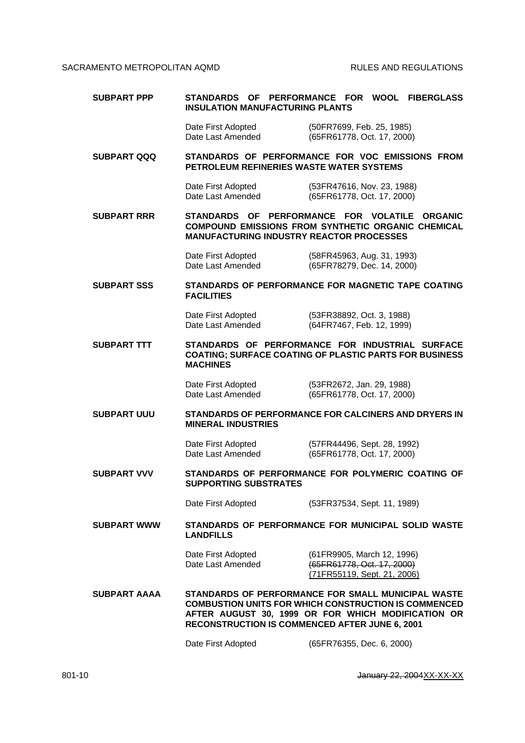**SUBPART PPP** **STANDARDS OF PERFORMANCE FOR WOOL FIBERGLASS INSULATION MANUFACTURING PLANTS**

Date First Adopted (50FR7699, Feb. 25, 1985)
Date Last Amended (65FR61778, Oct. 17, 2000)

**SUBPART QQQ** **STANDARDS OF PERFORMANCE FOR VOC EMISSIONS FROM PETROLEUM REFINERIES WASTE WATER SYSTEMS**

Date First Adopted (53FR47616, Nov. 23, 1988)
Date Last Amended (65FR61778, Oct. 17, 2000)

**SUBPART RRR** **STANDARDS OF PERFORMANCE FOR VOLATILE ORGANIC COMPOUND EMISSIONS FROM SYNTHETIC ORGANIC CHEMICAL MANUFACTURING INDUSTRY REACTOR PROCESSES**

Date First Adopted (58FR45963, Aug. 31, 1993)
Date Last Amended (65FR78279, Dec. 14, 2000)

**SUBPART SSS** **STANDARDS OF PERFORMANCE FOR MAGNETIC TAPE COATING FACILITIES**

Date First Adopted (53FR38892, Oct. 3, 1988)
Date Last Amended (64FR7467, Feb. 12, 1999)

**SUBPART TTT** **STANDARDS OF PERFORMANCE FOR INDUSTRIAL SURFACE COATING; SURFACE COATING OF PLASTIC PARTS FOR BUSINESS MACHINES**

Date First Adopted (53FR2672, Jan. 29, 1988)
Date Last Amended (65FR61778, Oct. 17, 2000)

**SUBPART UUU** **STANDARDS OF PERFORMANCE FOR CALCINERS AND DRYERS IN MINERAL INDUSTRIES**

Date First Adopted (57FR44496, Sept. 28, 1992)
Date Last Amended (65FR61778, Oct. 17, 2000)

**SUBPART VVV** **STANDARDS OF PERFORMANCE FOR POLYMERIC COATING OF SUPPORTING SUBSTRATES**

Date First Adopted (53FR37534, Sept. 11, 1989)

**SUBPART WWW** **STANDARDS OF PERFORMANCE FOR MUNICIPAL SOLID WASTE LANDFILLS**

Date First Adopted (61FR9905, March 12, 1996)
Date Last Amended ~~(65FR61778, Oct. 17, 2000)~~
(71FR55119, Sept. 21, 2006)

**SUBPART AAAA** **STANDARDS OF PERFORMANCE FOR SMALL MUNICIPAL WASTE COMBUSTION UNITS FOR WHICH CONSTRUCTION IS COMMENCED AFTER AUGUST 30, 1999 OR FOR WHICH MODIFICATION OR RECONSTRUCTION IS COMMENCED AFTER JUNE 6, 2001**

Date First Adopted (65FR76355, Dec. 6, 2000)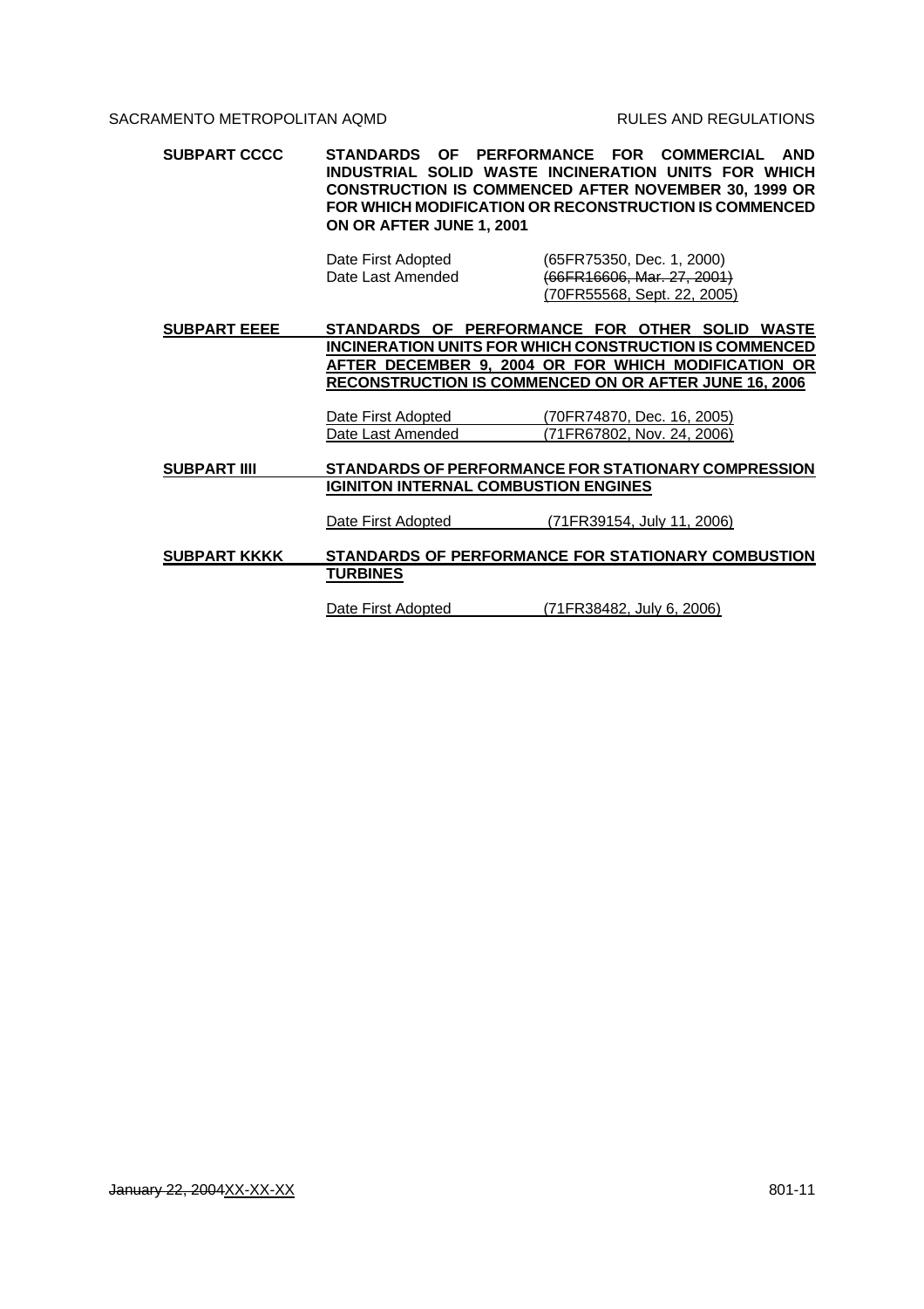**SUBPART CCCC STANDARDS OF PERFORMANCE FOR COMMERCIAL AND INDUSTRIAL SOLID WASTE INCINERATION UNITS FOR WHICH CONSTRUCTION IS COMMENCED AFTER NOVEMBER 30, 1999 OR FOR WHICH MODIFICATION OR RECONSTRUCTION IS COMMENCED ON OR AFTER JUNE 1, 2001**

| | |
|---|---|
| Date First Adopted | (65FR75350, Dec. 1, 2000) |
| Date Last Amended | ~~(66FR16606, Mar. 27, 2001)~~ (70FR55568, Sept. 22, 2005) |

**SUBPART EEEE STANDARDS OF PERFORMANCE FOR OTHER SOLID WASTE INCINERATION UNITS FOR WHICH CONSTRUCTION IS COMMENCED AFTER DECEMBER 9, 2004 OR FOR WHICH MODIFICATION OR RECONSTRUCTION IS COMMENCED ON OR AFTER JUNE 16, 2006**

| | |
|---|---|
| Date First Adopted | (70FR74870, Dec. 16, 2005) |
| Date Last Amended | (71FR67802, Nov. 24, 2006) |

**SUBPART IIII STANDARDS OF PERFORMANCE FOR STATIONARY COMPRESSION IGINITON INTERNAL COMBUSTION ENGINES**

| | |
|---|---|
| Date First Adopted | (71FR39154, July 11, 2006) |

**SUBPART KKKK STANDARDS OF PERFORMANCE FOR STATIONARY COMBUSTION TURBINES**

| | |
|---|---|
| Date First Adopted | (71FR38482, July 6, 2006) |